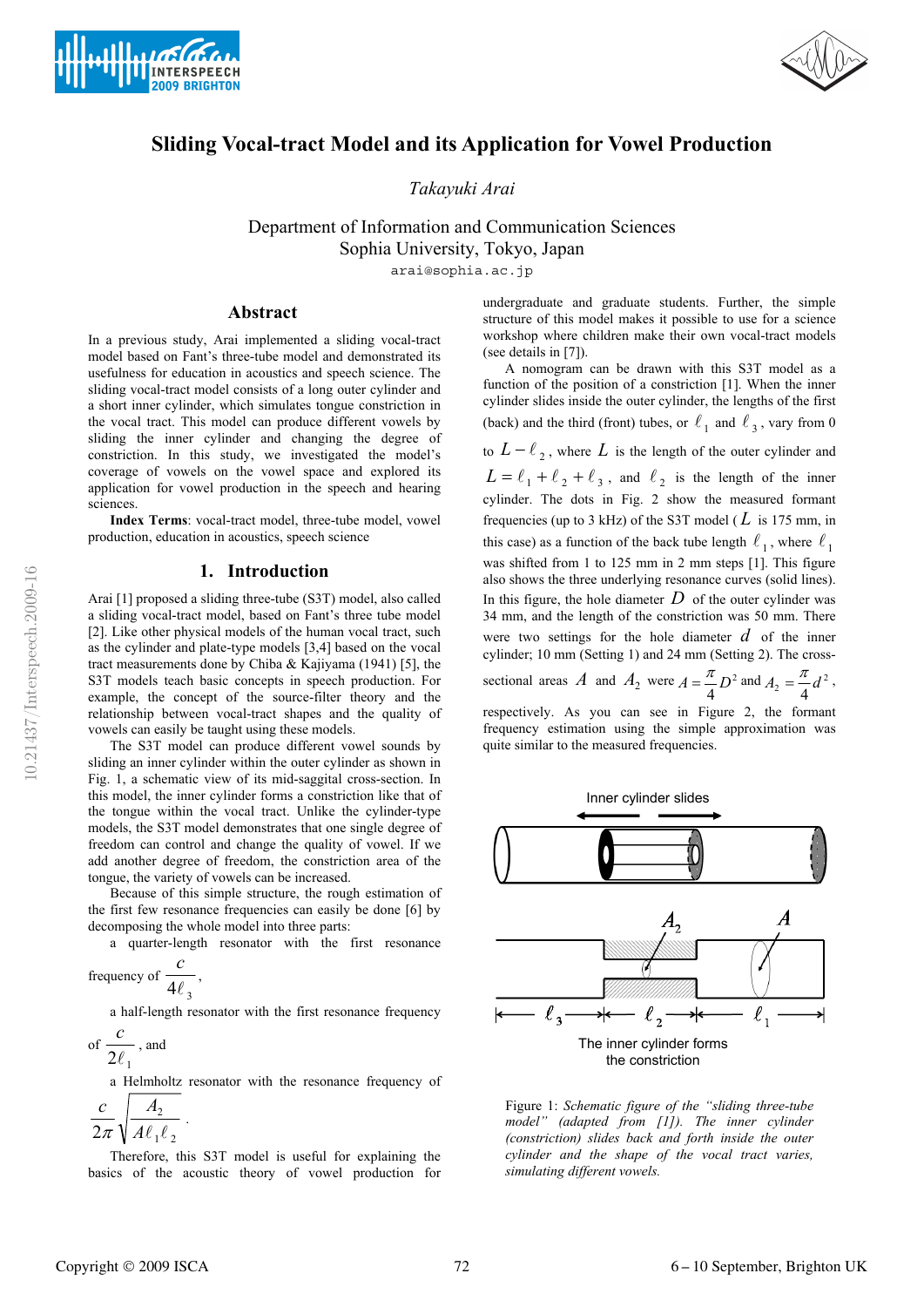# Sliding Vocal-tract Model and its Application for Vowel Production

*Takayuki Arai*

Department of Information and Communication Sciences
Sophia University, Tokyo, Japan

arai@sophia.ac.jp

## Abstract

In a previous study, Arai implemented a sliding vocal-tract model based on Fant's three-tube model and demonstrated its usefulness for education in acoustics and speech science. The sliding vocal-tract model consists of a long outer cylinder and a short inner cylinder, which simulates tongue constriction in the vocal tract. This model can produce different vowels by sliding the inner cylinder and changing the degree of constriction. In this study, we investigated the model's coverage of vowels on the vowel space and explored its application for vowel production in the speech and hearing sciences.

**Index Terms**: vocal-tract model, three-tube model, vowel production, education in acoustics, speech science

## 1. Introduction

Arai [1] proposed a sliding three-tube (S3T) model, also called a sliding vocal-tract model, based on Fant's three tube model [2]. Like other physical models of the human vocal tract, such as the cylinder and plate-type models [3,4] based on the vocal tract measurements done by Chiba & Kajiyama (1941) [5], the S3T models teach basic concepts in speech production. For example, the concept of the source-filter theory and the relationship between vocal-tract shapes and the quality of vowels can easily be taught using these models.

The S3T model can produce different vowel sounds by sliding an inner cylinder within the outer cylinder as shown in Fig. 1, a schematic view of its mid-saggital cross-section. In this model, the inner cylinder forms a constriction like that of the tongue within the vocal tract. Unlike the cylinder-type models, the S3T model demonstrates that one single degree of freedom can control and change the quality of vowel. If we add another degree of freedom, the constriction area of the tongue, the variety of vowels can be increased.

Because of this simple structure, the rough estimation of the first few resonance frequencies can easily be done [6] by decomposing the whole model into three parts:

a quarter-length resonator with the first resonance frequency of $\frac{c}{4\ell_3}$,

a half-length resonator with the first resonance frequency of $\frac{c}{2\ell_1}$, and

a Helmholtz resonator with the resonance frequency of $\frac{c}{2\pi}\sqrt{\frac{A_2}{A\ell_1\ell_2}}$.

Therefore, this S3T model is useful for explaining the basics of the acoustic theory of vowel production for undergraduate and graduate students. Further, the simple structure of this model makes it possible to use for a science workshop where children make their own vocal-tract models (see details in [7]).

A nomogram can be drawn with this S3T model as a function of the position of a constriction [1]. When the inner cylinder slides inside the outer cylinder, the lengths of the first (back) and the third (front) tubes, or $\ell_1$ and $\ell_3$, vary from 0 to $L-\ell_2$, where $L$ is the length of the outer cylinder and $L=\ell_1+\ell_2+\ell_3$, and $\ell_2$ is the length of the inner cylinder. The dots in Fig. 2 show the measured formant frequencies (up to 3 kHz) of the S3T model ($L$ is 175 mm, in this case) as a function of the back tube length $\ell_1$, where $\ell_1$ was shifted from 1 to 125 mm in 2 mm steps [1]. This figure also shows the three underlying resonance curves (solid lines). In this figure, the hole diameter $D$ of the outer cylinder was 34 mm, and the length of the constriction was 50 mm. There were two settings for the hole diameter $d$ of the inner cylinder; 10 mm (Setting 1) and 24 mm (Setting 2). The cross-sectional areas $A$ and $A_2$ were $A=\frac{\pi}{4}D^2$ and $A_2=\frac{\pi}{4}d^2$, respectively. As you can see in Figure 2, the formant frequency estimation using the simple approximation was quite similar to the measured frequencies.

Figure 1: *Schematic figure of the "sliding three-tube model" (adapted from [1]). The inner cylinder (constriction) slides back and forth inside the outer cylinder and the shape of the vocal tract varies, simulating different vowels.*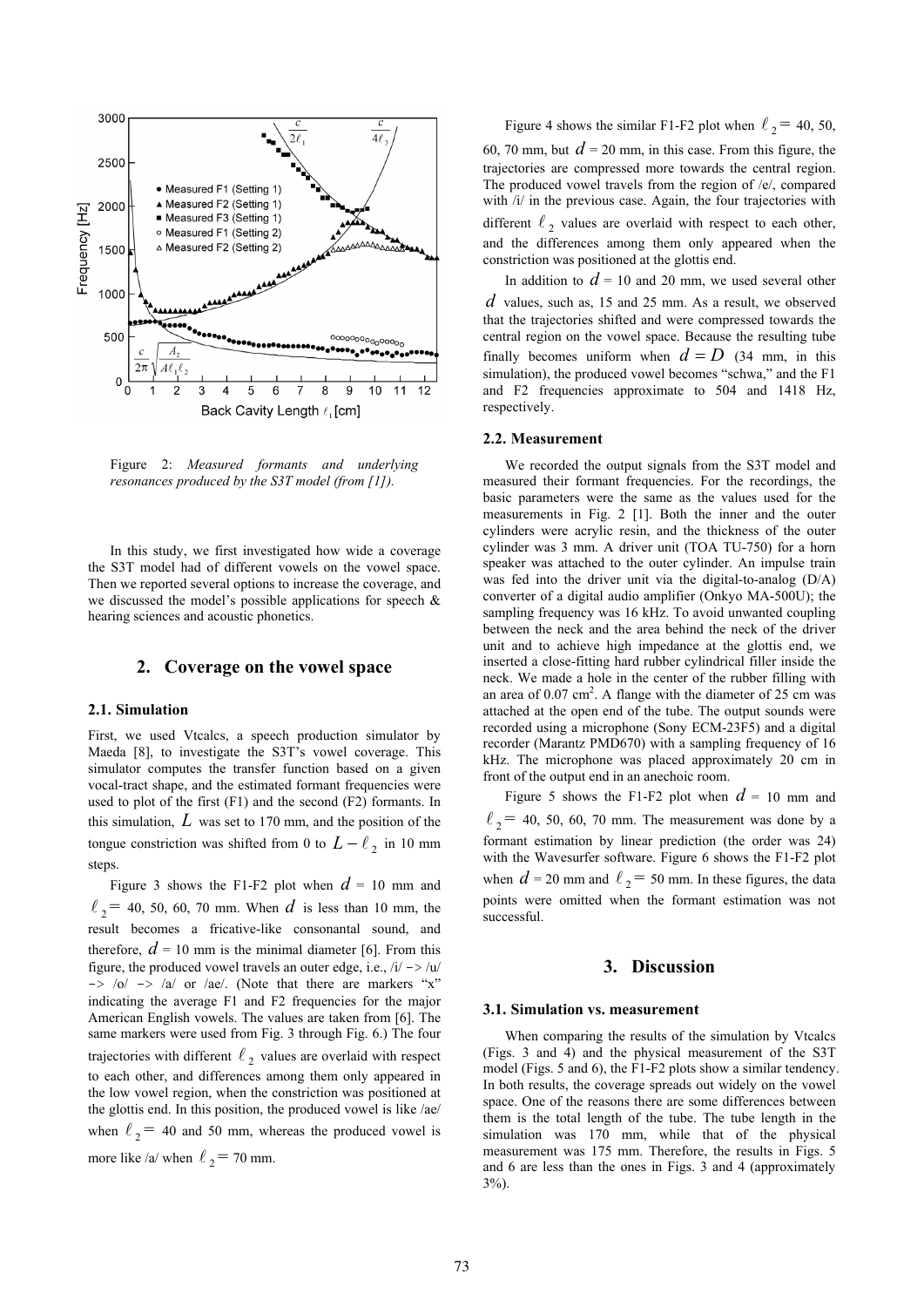Figure 2: *Measured formants and underlying resonances produced by the S3T model (from [1]).*

In this study, we first investigated how wide a coverage the S3T model had of different vowels on the vowel space. Then we reported several options to increase the coverage, and we discussed the model's possible applications for speech & hearing sciences and acoustic phonetics.

## 2. Coverage on the vowel space

### 2.1. Simulation

First, we used Vtcalcs, a speech production simulator by Maeda [8], to investigate the S3T's vowel coverage. This simulator computes the transfer function based on a given vocal-tract shape, and the estimated formant frequencies were used to plot of the first (F1) and the second (F2) formants. In this simulation, $L$ was set to 170 mm, and the position of the tongue constriction was shifted from 0 to $L - \ell_2$ in 10 mm steps.

Figure 3 shows the F1-F2 plot when $d$ = 10 mm and $\ell_2$ = 40, 50, 60, 70 mm. When $d$ is less than 10 mm, the result becomes a fricative-like consonantal sound, and therefore, $d$ = 10 mm is the minimal diameter [6]. From this figure, the produced vowel travels an outer edge, i.e., /i/ −> /u/ −> /o/ −> /a/ or /ae/. (Note that there are markers "x" indicating the average F1 and F2 frequencies for the major American English vowels. The values are taken from [6]. The same markers were used from Fig. 3 through Fig. 6.) The four trajectories with different $\ell_2$ values are overlaid with respect to each other, and differences among them only appeared in the low vowel region, when the constriction was positioned at the glottis end. In this position, the produced vowel is like /ae/ when $\ell_2$ = 40 and 50 mm, whereas the produced vowel is more like /a/ when $\ell_2$ = 70 mm.

Figure 4 shows the similar F1-F2 plot when $\ell_2$ = 40, 50, 60, 70 mm, but $d$ = 20 mm, in this case. From this figure, the trajectories are compressed more towards the central region. The produced vowel travels from the region of /e/, compared with /i/ in the previous case. Again, the four trajectories with different $\ell_2$ values are overlaid with respect to each other, and the differences among them only appeared when the constriction was positioned at the glottis end.

In addition to $d$ = 10 and 20 mm, we used several other $d$ values, such as, 15 and 25 mm. As a result, we observed that the trajectories shifted and were compressed towards the central region on the vowel space. Because the resulting tube finally becomes uniform when $d = D$ (34 mm, in this simulation), the produced vowel becomes "schwa," and the F1 and F2 frequencies approximate to 504 and 1418 Hz, respectively.

### 2.2. Measurement

We recorded the output signals from the S3T model and measured their formant frequencies. For the recordings, the basic parameters were the same as the values used for the measurements in Fig. 2 [1]. Both the inner and the outer cylinders were acrylic resin, and the thickness of the outer cylinder was 3 mm. A driver unit (TOA TU-750) for a horn speaker was attached to the outer cylinder. An impulse train was fed into the driver unit via the digital-to-analog (D/A) converter of a digital audio amplifier (Onkyo MA-500U); the sampling frequency was 16 kHz. To avoid unwanted coupling between the neck and the area behind the neck of the driver unit and to achieve high impedance at the glottis end, we inserted a close-fitting hard rubber cylindrical filler inside the neck. We made a hole in the center of the rubber filling with an area of 0.07 $cm^2$. A flange with the diameter of 25 cm was attached at the open end of the tube. The output sounds were recorded using a microphone (Sony ECM-23F5) and a digital recorder (Marantz PMD670) with a sampling frequency of 16 kHz. The microphone was placed approximately 20 cm in front of the output end in an anechoic room.

Figure 5 shows the F1-F2 plot when $d$ = 10 mm and $\ell_2$ = 40, 50, 60, 70 mm. The measurement was done by a formant estimation by linear prediction (the order was 24) with the Wavesurfer software. Figure 6 shows the F1-F2 plot when $d$ = 20 mm and $\ell_2$ = 50 mm. In these figures, the data points were omitted when the formant estimation was not successful.

## 3. Discussion

### 3.1. Simulation vs. measurement

When comparing the results of the simulation by Vtcalcs (Figs. 3 and 4) and the physical measurement of the S3T model (Figs. 5 and 6), the F1-F2 plots show a similar tendency. In both results, the coverage spreads out widely on the vowel space. One of the reasons there are some differences between them is the total length of the tube. The tube length in the simulation was 170 mm, while that of the physical measurement was 175 mm. Therefore, the results in Figs. 5 and 6 are less than the ones in Figs. 3 and 4 (approximately 3%).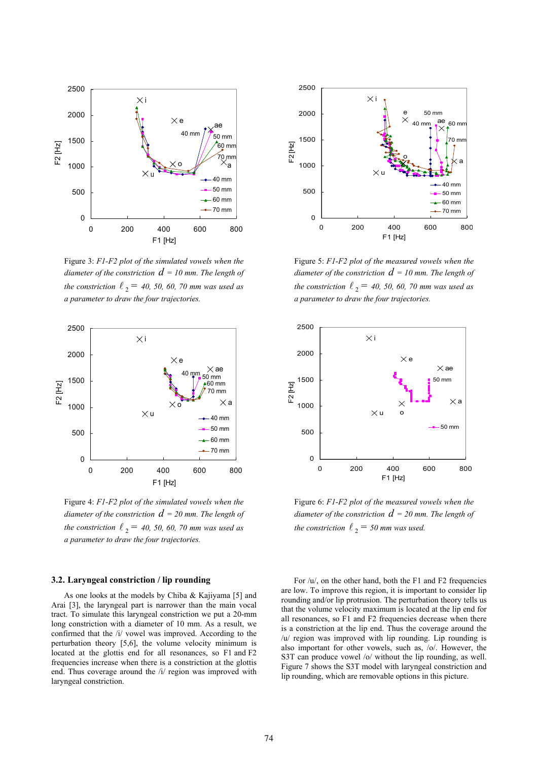Figure 3: *F1-F2 plot of the simulated vowels when the diameter of the constriction* $d$ *= 10 mm. The length of the constriction* $\ell_2 =$ *40, 50, 60, 70 mm was used as a parameter to draw the four trajectories.*

Figure 5: *F1-F2 plot of the measured vowels when the diameter of the constriction* $d$ *= 10 mm. The length of the constriction* $\ell_2 =$ *40, 50, 60, 70 mm was used as a parameter to draw the four trajectories.*

Figure 4: *F1-F2 plot of the simulated vowels when the diameter of the constriction* $d$ *= 20 mm. The length of the constriction* $\ell_2 =$ *40, 50, 60, 70 mm was used as a parameter to draw the four trajectories.*

Figure 6: *F1-F2 plot of the measured vowels when the diameter of the constriction* $d$ *= 20 mm. The length of the constriction* $\ell_2 =$ *50 mm was used.*

### 3.2. Laryngeal constriction / lip rounding

As one looks at the models by Chiba & Kajiyama [5] and Arai [3], the laryngeal part is narrower than the main vocal tract. To simulate this laryngeal constriction we put a 20-mm long constriction with a diameter of 10 mm. As a result, we confirmed that the /i/ vowel was improved. According to the perturbation theory [5,6], the volume velocity minimum is located at the glottis end for all resonances, so F1 and F2 frequencies increase when there is a constriction at the glottis end. Thus coverage around the /i/ region was improved with laryngeal constriction.

For /u/, on the other hand, both the F1 and F2 frequencies are low. To improve this region, it is important to consider lip rounding and/or lip protrusion. The perturbation theory tells us that the volume velocity maximum is located at the lip end for all resonances, so F1 and F2 frequencies decrease when there is a constriction at the lip end. Thus the coverage around the /u/ region was improved with lip rounding. Lip rounding is also important for other vowels, such as, /o/. However, the S3T can produce vowel /o/ without the lip rounding, as well. Figure 7 shows the S3T model with laryngeal constriction and lip rounding, which are removable options in this picture.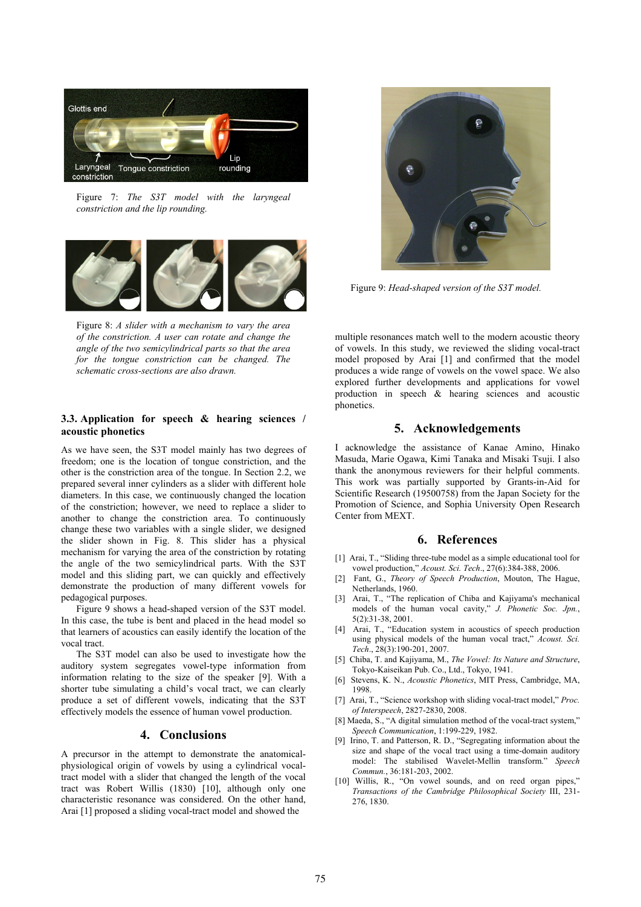Figure 7: *The S3T model with the laryngeal constriction and the lip rounding.*

Figure 8: *A slider with a mechanism to vary the area of the constriction. A user can rotate and change the angle of the two semicylindrical parts so that the area for the tongue constriction can be changed. The schematic cross-sections are also drawn.*

### 3.3. Application for speech & hearing sciences / acoustic phonetics

As we have seen, the S3T model mainly has two degrees of freedom; one is the location of tongue constriction, and the other is the constriction area of the tongue. In Section 2.2, we prepared several inner cylinders as a slider with different hole diameters. In this case, we continuously changed the location of the constriction; however, we need to replace a slider to another to change the constriction area. To continuously change these two variables with a single slider, we designed the slider shown in Fig. 8. This slider has a physical mechanism for varying the area of the constriction by rotating the angle of the two semicylindrical parts. With the S3T model and this sliding part, we can quickly and effectively demonstrate the production of many different vowels for pedagogical purposes.

Figure 9 shows a head-shaped version of the S3T model. In this case, the tube is bent and placed in the head model so that learners of acoustics can easily identify the location of the vocal tract.

The S3T model can also be used to investigate how the auditory system segregates vowel-type information from information relating to the size of the speaker [9]. With a shorter tube simulating a child's vocal tract, we can clearly produce a set of different vowels, indicating that the S3T effectively models the essence of human vowel production.

## 4. Conclusions

A precursor in the attempt to demonstrate the anatomical-physiological origin of vowels by using a cylindrical vocal-tract model with a slider that changed the length of the vocal tract was Robert Willis (1830) [10], although only one characteristic resonance was considered. On the other hand, Arai [1] proposed a sliding vocal-tract model and showed the multiple resonances match well to the modern acoustic theory of vowels. In this study, we reviewed the sliding vocal-tract model proposed by Arai [1] and confirmed that the model produces a wide range of vowels on the vowel space. We also explored further developments and applications for vowel production in speech & hearing sciences and acoustic phonetics.

Figure 9: *Head-shaped version of the S3T model.*

## 5. Acknowledgements

I acknowledge the assistance of Kanae Amino, Hinako Masuda, Marie Ogawa, Kimi Tanaka and Misaki Tsuji. I also thank the anonymous reviewers for their helpful comments. This work was partially supported by Grants-in-Aid for Scientific Research (19500758) from the Japan Society for the Promotion of Science, and Sophia University Open Research Center from MEXT.

## 6. References

[1] Arai, T., "Sliding three-tube model as a simple educational tool for vowel production," *Acoust. Sci. Tech.*, 27(6):384-388, 2006.

[2] Fant, G., *Theory of Speech Production*, Mouton, The Hague, Netherlands, 1960.

[3] Arai, T., "The replication of Chiba and Kajiyama's mechanical models of the human vocal cavity," *J. Phonetic Soc. Jpn.*, 5(2):31-38, 2001.

[4] Arai, T., "Education system in acoustics of speech production using physical models of the human vocal tract," *Acoust. Sci. Tech.*, 28(3):190-201, 2007.

[5] Chiba, T. and Kajiyama, M., *The Vowel: Its Nature and Structure*, Tokyo-Kaiseikan Pub. Co., Ltd., Tokyo, 1941.

[6] Stevens, K. N., *Acoustic Phonetics*, MIT Press, Cambridge, MA, 1998.

[7] Arai, T., "Science workshop with sliding vocal-tract model," *Proc. of Interspeech*, 2827-2830, 2008.

[8] Maeda, S., "A digital simulation method of the vocal-tract system," *Speech Communication*, 1:199-229, 1982.

[9] Irino, T. and Patterson, R. D., "Segregating information about the size and shape of the vocal tract using a time-domain auditory model: The stabilised Wavelet-Mellin transform." *Speech Commun.*, 36:181-203, 2002.

[10] Willis, R., "On vowel sounds, and on reed organ pipes," *Transactions of the Cambridge Philosophical Society* III, 231-276, 1830.